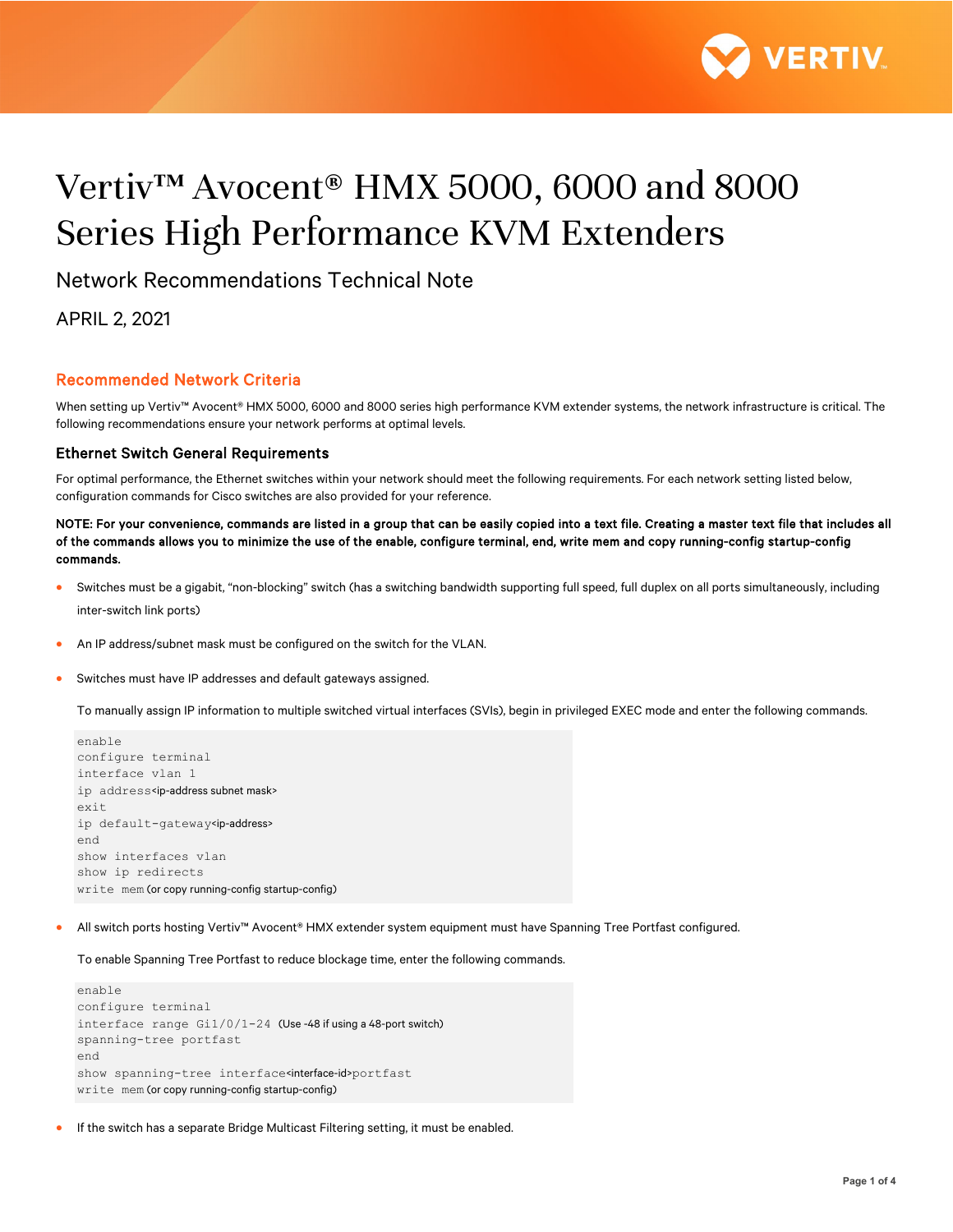# Vertiv™ Avocent® HMX 5000, 6000 and 8000 Series High Performance KVM Extenders

Network Recommendations Technical Note

APRIL 2, 2021

## Recommended Network Criteria

When setting up Vertiv™ Avocent® HMX 5000, 6000 and 8000 series high performance KVM extender systems, the network infrastructure is critical. The following recommendations ensure your network performs at optimal levels.

### Ethernet Switch General Requirements

For optimal performance, the Ethernet switches within your network should meet the following requirements. For each network setting listed below, configuration commands for Cisco switches are also provided for your reference.

**NOTE: For your convenience, commands are listed in a group that can be easily copied into a text file. Creating a master text file that includes all of the commands allows you to minimize the use of the enable, configure terminal, end, write mem and copy running-config startup-config commands.**

- Switches must be a gigabit, "non-blocking" switch (has a switching bandwidth supporting full speed, full duplex on all ports simultaneously, including inter-switch link ports)
- An IP address/subnet mask must be configured on the switch for the VLAN.
- Switches must have IP addresses and default gateways assigned.

  To manually assign IP information to multiple switched virtual interfaces (SVIs), begin in privileged EXEC mode and enter the following commands.

```
enable
configure terminal
interface vlan 1
ip address<ip-address subnet mask>
exit
ip default-gateway<ip-address>
end
show interfaces vlan
show ip redirects
write mem (or copy running-config startup-config)
```

- All switch ports hosting Vertiv™ Avocent® HMX extender system equipment must have Spanning Tree Portfast configured.

  To enable Spanning Tree Portfast to reduce blockage time, enter the following commands.

```
enable
configure terminal
interface range Gi1/0/1-24 (Use -48 if using a 48-port switch)
spanning-tree portfast
end
show spanning-tree interface<interface-id>portfast
write mem (or copy running-config startup-config)
```

- If the switch has a separate Bridge Multicast Filtering setting, it must be enabled.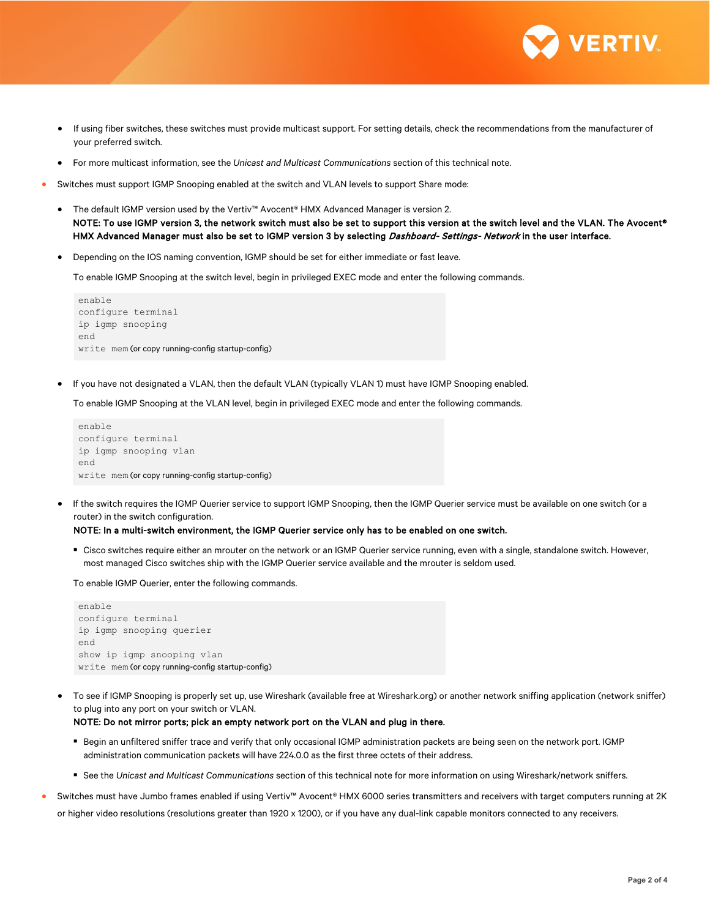- If using fiber switches, these switches must provide multicast support. For setting details, check the recommendations from the manufacturer of your preferred switch.
- For more multicast information, see the *Unicast and Multicast Communications* section of this technical note.

- Switches must support IGMP Snooping enabled at the switch and VLAN levels to support Share mode:
  - The default IGMP version used by the Vertiv™ Avocent® HMX Advanced Manager is version 2.
    **NOTE: To use IGMP version 3, the network switch must also be set to support this version at the switch level and the VLAN. The Avocent® HMX Advanced Manager must also be set to IGMP version 3 by selecting *Dashboard- Settings- Network* in the user interface.**
  - Depending on the IOS naming convention, IGMP should be set for either immediate or fast leave.

    To enable IGMP Snooping at the switch level, begin in privileged EXEC mode and enter the following commands.

    ```
    enable
    configure terminal
    ip igmp snooping
    end
    write mem (or copy running-config startup-config)
    ```

  - If you have not designated a VLAN, then the default VLAN (typically VLAN 1) must have IGMP Snooping enabled.

    To enable IGMP Snooping at the VLAN level, begin in privileged EXEC mode and enter the following commands.

    ```
    enable
    configure terminal
    ip igmp snooping vlan
    end
    write mem (or copy running-config startup-config)
    ```

  - If the switch requires the IGMP Querier service to support IGMP Snooping, then the IGMP Querier service must be available on one switch (or a router) in the switch configuration.
    **NOTE: In a multi-switch environment, the IGMP Querier service only has to be enabled on one switch.**
    - Cisco switches require either an mrouter on the network or an IGMP Querier service running, even with a single, standalone switch. However, most managed Cisco switches ship with the IGMP Querier service available and the mrouter is seldom used.

    To enable IGMP Querier, enter the following commands.

    ```
    enable
    configure terminal
    ip igmp snooping querier
    end
    show ip igmp snooping vlan
    write mem (or copy running-config startup-config)
    ```

  - To see if IGMP Snooping is properly set up, use Wireshark (available free at Wireshark.org) or another network sniffing application (network sniffer) to plug into any port on your switch or VLAN.
    **NOTE: Do not mirror ports; pick an empty network port on the VLAN and plug in there.**
    - Begin an unfiltered sniffer trace and verify that only occasional IGMP administration packets are being seen on the network port. IGMP administration communication packets will have 224.0.0 as the first three octets of their address.
    - See the *Unicast and Multicast Communications* section of this technical note for more information on using Wireshark/network sniffers.

- Switches must have Jumbo frames enabled if using Vertiv™ Avocent® HMX 6000 series transmitters and receivers with target computers running at 2K or higher video resolutions (resolutions greater than 1920 x 1200), or if you have any dual-link capable monitors connected to any receivers.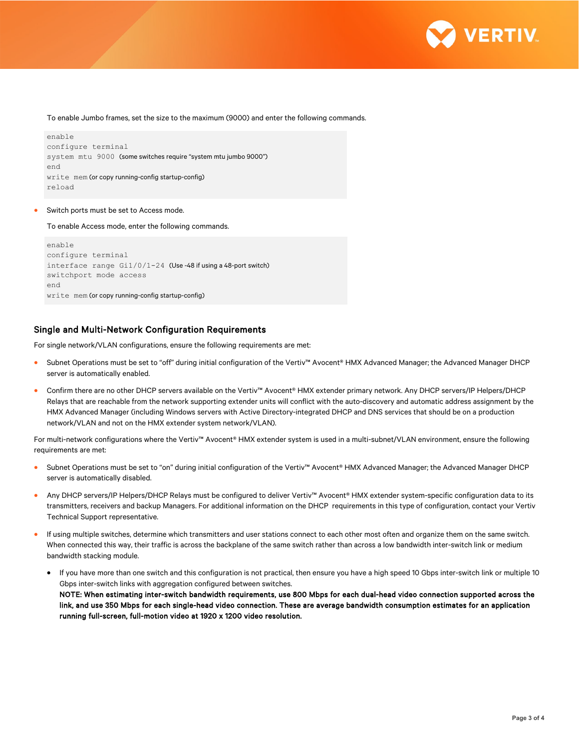To enable Jumbo frames, set the size to the maximum (9000) and enter the following commands.

```
enable
configure terminal
system mtu 9000 (some switches require "system mtu jumbo 9000")
end
write mem (or copy running-config startup-config)
reload
```

- Switch ports must be set to Access mode.

  To enable Access mode, enter the following commands.

```
enable
configure terminal
interface range Gi1/0/1-24 (Use -48 if using a 48-port switch)
switchport mode access
end
write mem (or copy running-config startup-config)
```

## Single and Multi-Network Configuration Requirements

For single network/VLAN configurations, ensure the following requirements are met:

- Subnet Operations must be set to "off" during initial configuration of the Vertiv™ Avocent® HMX Advanced Manager; the Advanced Manager DHCP server is automatically enabled.
- Confirm there are no other DHCP servers available on the Vertiv™ Avocent® HMX extender primary network. Any DHCP servers/IP Helpers/DHCP Relays that are reachable from the network supporting extender units will conflict with the auto-discovery and automatic address assignment by the HMX Advanced Manager (including Windows servers with Active Directory-integrated DHCP and DNS services that should be on a production network/VLAN and not on the HMX extender system network/VLAN).

For multi-network configurations where the Vertiv™ Avocent® HMX extender system is used in a multi-subnet/VLAN environment, ensure the following requirements are met:

- Subnet Operations must be set to "on" during initial configuration of the Vertiv™ Avocent® HMX Advanced Manager; the Advanced Manager DHCP server is automatically disabled.
- Any DHCP servers/IP Helpers/DHCP Relays must be configured to deliver Vertiv™ Avocent® HMX extender system-specific configuration data to its transmitters, receivers and backup Managers. For additional information on the DHCP requirements in this type of configuration, contact your Vertiv Technical Support representative.
- If using multiple switches, determine which transmitters and user stations connect to each other most often and organize them on the same switch. When connected this way, their traffic is across the backplane of the same switch rather than across a low bandwidth inter-switch link or medium bandwidth stacking module.
  - If you have more than one switch and this configuration is not practical, then ensure you have a high speed 10 Gbps inter-switch link or multiple 10 Gbps inter-switch links with aggregation configured between switches.
    **NOTE: When estimating inter-switch bandwidth requirements, use 800 Mbps for each dual-head video connection supported across the link, and use 350 Mbps for each single-head video connection. These are average bandwidth consumption estimates for an application running full-screen, full-motion video at 1920 x 1200 video resolution.**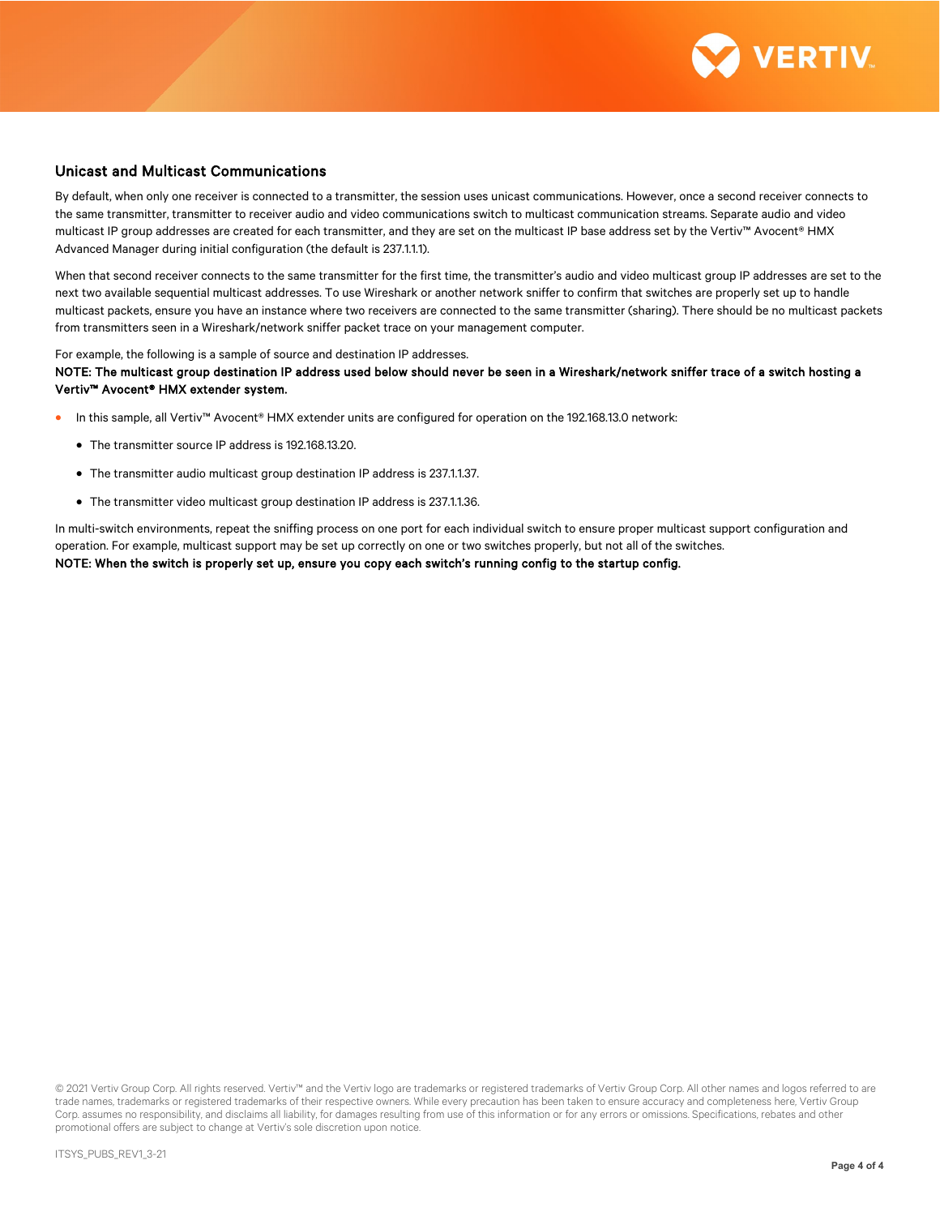## Unicast and Multicast Communications

By default, when only one receiver is connected to a transmitter, the session uses unicast communications. However, once a second receiver connects to the same transmitter, transmitter to receiver audio and video communications switch to multicast communication streams. Separate audio and video multicast IP group addresses are created for each transmitter, and they are set on the multicast IP base address set by the Vertiv™ Avocent® HMX Advanced Manager during initial configuration (the default is 237.1.1.1).

When that second receiver connects to the same transmitter for the first time, the transmitter's audio and video multicast group IP addresses are set to the next two available sequential multicast addresses. To use Wireshark or another network sniffer to confirm that switches are properly set up to handle multicast packets, ensure you have an instance where two receivers are connected to the same transmitter (sharing). There should be no multicast packets from transmitters seen in a Wireshark/network sniffer packet trace on your management computer.

For example, the following is a sample of source and destination IP addresses.

**NOTE: The multicast group destination IP address used below should never be seen in a Wireshark/network sniffer trace of a switch hosting a Vertiv™ Avocent® HMX extender system.**

- In this sample, all Vertiv™ Avocent® HMX extender units are configured for operation on the 192.168.13.0 network:
  - The transmitter source IP address is 192.168.13.20.
  - The transmitter audio multicast group destination IP address is 237.1.1.37.
  - The transmitter video multicast group destination IP address is 237.1.1.36.

In multi-switch environments, repeat the sniffing process on one port for each individual switch to ensure proper multicast support configuration and operation. For example, multicast support may be set up correctly on one or two switches properly, but not all of the switches.

**NOTE: When the switch is properly set up, ensure you copy each switch's running config to the startup config.**

© 2021 Vertiv Group Corp. All rights reserved. Vertiv™ and the Vertiv logo are trademarks or registered trademarks of Vertiv Group Corp. All other names and logos referred to are trade names, trademarks or registered trademarks of their respective owners. While every precaution has been taken to ensure accuracy and completeness here, Vertiv Group Corp. assumes no responsibility, and disclaims all liability, for damages resulting from use of this information or for any errors or omissions. Specifications, rebates and other promotional offers are subject to change at Vertiv's sole discretion upon notice.

ITSYS_PUBS_REV1_3-21